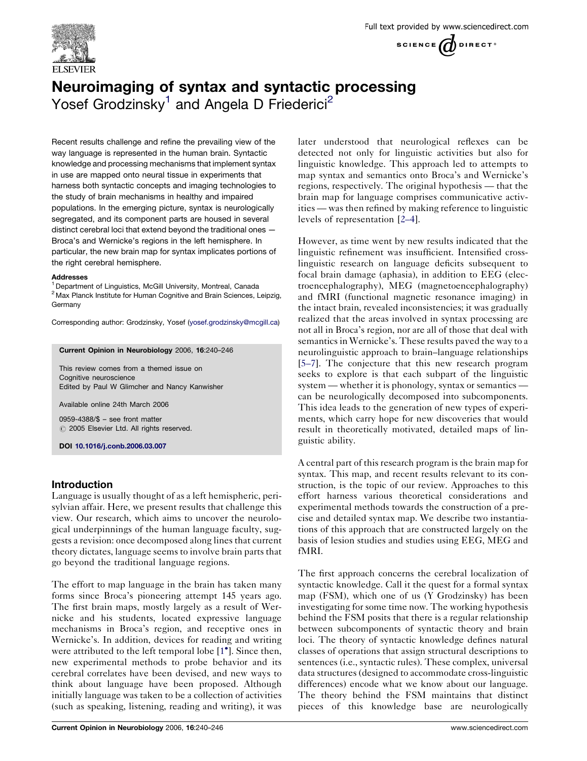# Neuroimaging of syntax and syntactic processing

Yosef Grodzinsky[1] and Angela D Friederici[2]

Recent results challenge and refine the prevailing view of the way language is represented in the human brain. Syntactic knowledge and processing mechanisms that implement syntax in use are mapped onto neural tissue in experiments that harness both syntactic concepts and imaging technologies to the study of brain mechanisms in healthy and impaired populations. In the emerging picture, syntax is neurologically segregated, and its component parts are housed in several distinct cerebral loci that extend beyond the traditional ones — Broca's and Wernicke's regions in the left hemisphere. In particular, the new brain map for syntax implicates portions of the right cerebral hemisphere.

**Addresses**

[1] Department of Linguistics, McGill University, Montreal, Canada

[2] Max Planck Institute for Human Cognitive and Brain Sciences, Leipzig, Germany

Corresponding author: Grodzinsky, Yosef (yosef.grodzinsky@mcgill.ca)

**Current Opinion in Neurobiology** 2006, **16**:240–246

This review comes from a themed issue on Cognitive neuroscience
Edited by Paul W Glimcher and Nancy Kanwisher

Available online 24th March 2006

0959-4388/$ – see front matter
© 2005 Elsevier Ltd. All rights reserved.

**DOI** 10.1016/j.conb.2006.03.007

## Introduction

Language is usually thought of as a left hemispheric, perisylvian affair. Here, we present results that challenge this view. Our research, which aims to uncover the neurological underpinnings of the human language faculty, suggests a revision: once decomposed along lines that current theory dictates, language seems to involve brain parts that go beyond the traditional language regions.

The effort to map language in the brain has taken many forms since Broca's pioneering attempt 145 years ago. The first brain maps, mostly largely as a result of Wernicke and his students, located expressive language mechanisms in Broca's region, and receptive ones in Wernicke's. In addition, devices for reading and writing were attributed to the left temporal lobe [1•]. Since then, new experimental methods to probe behavior and its cerebral correlates have been devised, and new ways to think about language have been proposed. Although initially language was taken to be a collection of activities (such as speaking, listening, reading and writing), it was later understood that neurological reflexes can be detected not only for linguistic activities but also for linguistic knowledge. This approach led to attempts to map syntax and semantics onto Broca's and Wernicke's regions, respectively. The original hypothesis — that the brain map for language comprises communicative activities — was then refined by making reference to linguistic levels of representation [2–4].

However, as time went by new results indicated that the linguistic refinement was insufficient. Intensified cross-linguistic research on language deficits subsequent to focal brain damage (aphasia), in addition to EEG (electroencephalography), MEG (magnetoencephalography) and fMRI (functional magnetic resonance imaging) in the intact brain, revealed inconsistencies; it was gradually realized that the areas involved in syntax processing are not all in Broca's region, nor are all of those that deal with semantics in Wernicke's. These results paved the way to a neurolinguistic approach to brain–language relationships [5–7]. The conjecture that this new research program seeks to explore is that each subpart of the linguistic system — whether it is phonology, syntax or semantics — can be neurologically decomposed into subcomponents. This idea leads to the generation of new types of experiments, which carry hope for new discoveries that would result in theoretically motivated, detailed maps of linguistic ability.

A central part of this research program is the brain map for syntax. This map, and recent results relevant to its construction, is the topic of our review. Approaches to this effort harness various theoretical considerations and experimental methods towards the construction of a precise and detailed syntax map. We describe two instantiations of this approach that are constructed largely on the basis of lesion studies and studies using EEG, MEG and fMRI.

The first approach concerns the cerebral localization of syntactic knowledge. Call it the quest for a formal syntax map (FSM), which one of us (Y Grodzinsky) has been investigating for some time now. The working hypothesis behind the FSM posits that there is a regular relationship between subcomponents of syntactic theory and brain loci. The theory of syntactic knowledge defines natural classes of operations that assign structural descriptions to sentences (i.e., syntactic rules). These complex, universal data structures (designed to accommodate cross-linguistic differences) encode what we know about our language. The theory behind the FSM maintains that distinct pieces of this knowledge base are neurologically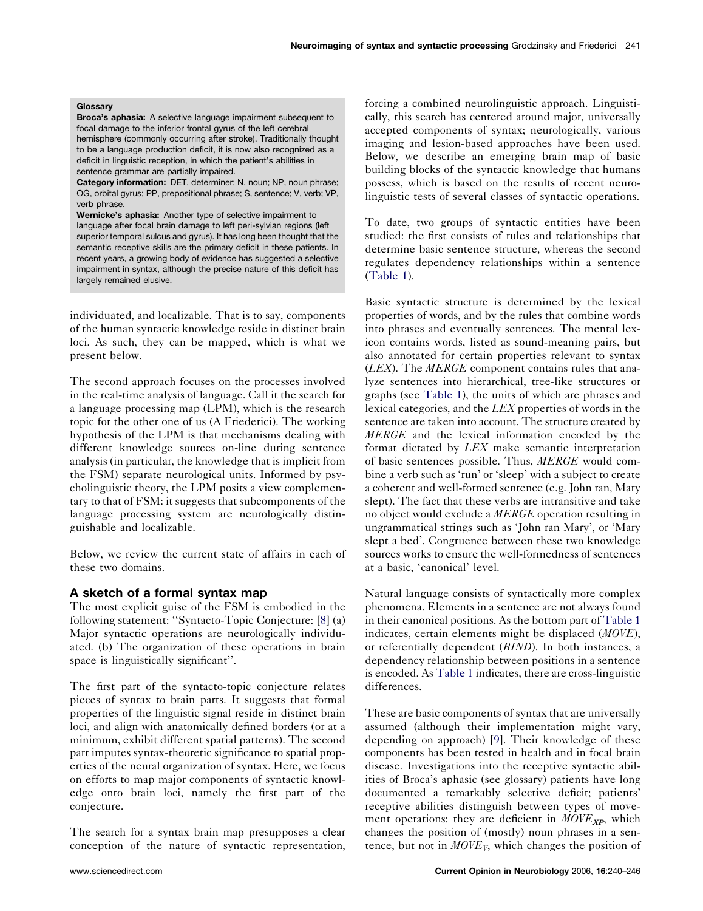**Glossary**

**Broca's aphasia:** A selective language impairment subsequent to focal damage to the inferior frontal gyrus of the left cerebral hemisphere (commonly occurring after stroke). Traditionally thought to be a language production deficit, it is now also recognized as a deficit in linguistic reception, in which the patient's abilities in sentence grammar are partially impaired.

**Category information:** DET, determiner; N, noun; NP, noun phrase; OG, orbital gyrus; PP, prepositional phrase; S, sentence; V, verb; VP, verb phrase.

**Wernicke's aphasia:** Another type of selective impairment to language after focal brain damage to left peri-sylvian regions (left superior temporal sulcus and gyrus). It has long been thought that the semantic receptive skills are the primary deficit in these patients. In recent years, a growing body of evidence has suggested a selective impairment in syntax, although the precise nature of this deficit has largely remained elusive.

individuated, and localizable. That is to say, components of the human syntactic knowledge reside in distinct brain loci. As such, they can be mapped, which is what we present below.

The second approach focuses on the processes involved in the real-time analysis of language. Call it the search for a language processing map (LPM), which is the research topic for the other one of us (A Friederici). The working hypothesis of the LPM is that mechanisms dealing with different knowledge sources on-line during sentence analysis (in particular, the knowledge that is implicit from the FSM) separate neurological units. Informed by psycholinguistic theory, the LPM posits a view complementary to that of FSM: it suggests that subcomponents of the language processing system are neurologically distinguishable and localizable.

Below, we review the current state of affairs in each of these two domains.

## A sketch of a formal syntax map

The most explicit guise of the FSM is embodied in the following statement: "Syntacto-Topic Conjecture: [8] (a) Major syntactic operations are neurologically individuated. (b) The organization of these operations in brain space is linguistically significant".

The first part of the syntacto-topic conjecture relates pieces of syntax to brain parts. It suggests that formal properties of the linguistic signal reside in distinct brain loci, and align with anatomically defined borders (or at a minimum, exhibit different spatial patterns). The second part imputes syntax-theoretic significance to spatial properties of the neural organization of syntax. Here, we focus on efforts to map major components of syntactic knowledge onto brain loci, namely the first part of the conjecture.

The search for a syntax brain map presupposes a clear conception of the nature of syntactic representation, forcing a combined neurolinguistic approach. Linguistically, this search has centered around major, universally accepted components of syntax; neurologically, various imaging and lesion-based approaches have been used. Below, we describe an emerging brain map of basic building blocks of the syntactic knowledge that humans possess, which is based on the results of recent neurolinguistic tests of several classes of syntactic operations.

To date, two groups of syntactic entities have been studied: the first consists of rules and relationships that determine basic sentence structure, whereas the second regulates dependency relationships within a sentence (Table 1).

Basic syntactic structure is determined by the lexical properties of words, and by the rules that combine words into phrases and eventually sentences. The mental lexicon contains words, listed as sound-meaning pairs, but also annotated for certain properties relevant to syntax (*LEX*). The *MERGE* component contains rules that analyze sentences into hierarchical, tree-like structures or graphs (see Table 1), the units of which are phrases and lexical categories, and the *LEX* properties of words in the sentence are taken into account. The structure created by *MERGE* and the lexical information encoded by the format dictated by *LEX* make semantic interpretation of basic sentences possible. Thus, *MERGE* would combine a verb such as 'run' or 'sleep' with a subject to create a coherent and well-formed sentence (e.g. John ran, Mary slept). The fact that these verbs are intransitive and take no object would exclude a *MERGE* operation resulting in ungrammatical strings such as 'John ran Mary', or 'Mary slept a bed'. Congruence between these two knowledge sources works to ensure the well-formedness of sentences at a basic, 'canonical' level.

Natural language consists of syntactically more complex phenomena. Elements in a sentence are not always found in their canonical positions. As the bottom part of Table 1 indicates, certain elements might be displaced (*MOVE*), or referentially dependent (*BIND*). In both instances, a dependency relationship between positions in a sentence is encoded. As Table 1 indicates, there are cross-linguistic differences.

These are basic components of syntax that are universally assumed (although their implementation might vary, depending on approach) [9]. Their knowledge of these components has been tested in health and in focal brain disease. Investigations into the receptive syntactic abilities of Broca's aphasic (see glossary) patients have long documented a remarkably selective deficit; patients' receptive abilities distinguish between types of movement operations: they are deficient in $MOVE_{XP}$, which changes the position of (mostly) noun phrases in a sentence, but not in $MOVE_{V}$, which changes the position of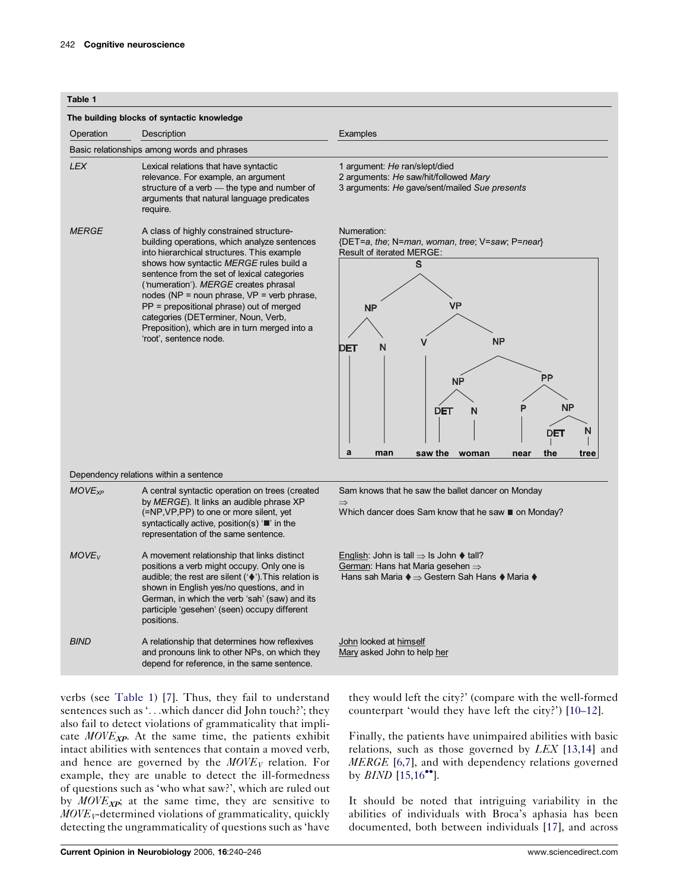**Table 1**

**The building blocks of syntactic knowledge**

| Operation | Description | Examples |
|---|---|---|
| *Basic relationships among words and phrases* | | |
| *LEX* | Lexical relations that have syntactic relevance. For example, an argument structure of a verb — the type and number of arguments that natural language predicates require. | 1 argument: *He* ran/slept/died<br>2 arguments: *He* saw/hit/followed *Mary*<br>3 arguments: *He* gave/sent/mailed *Sue presents* |
| *MERGE* | A class of highly constrained structure-building operations, which analyze sentences into hierarchical structures. This example shows how syntactic *MERGE* rules build a sentence from the set of lexical categories ('numeration'). *MERGE* creates phrasal nodes (NP = noun phrase, VP = verb phrase, PP = prepositional phrase) out of merged categories (DETerminer, Noun, Verb, Preposition), which are in turn merged into a 'root', sentence node. | Numeration:<br>{DET=*a*, *the*; N=*man*, *woman*, *tree*; V=*saw*; P=*near*}<br>Result of iterated MERGE:<br>[S [NP [DET a] [N man]] [VP [V saw] [NP [NP [DET the] [N woman]] [PP [P near] [NP [DET the] [N tree]]]]]] |
| *Dependency relations within a sentence* | | |
| $MOVE_{XP}$ | A central syntactic operation on trees (created by *MERGE*). It links an audible phrase XP (=NP,VP,PP) to one or more silent, yet syntactically active, position(s) '■' in the representation of the same sentence. | Sam knows that he saw the ballet dancer on Monday<br>⇒<br>Which dancer does Sam know that he saw ■ on Monday? |
| $MOVE_V$ | A movement relationship that links distinct positions a verb might occupy. Only one is audible; the rest are silent ('♦').This relation is shown in English yes/no questions, and in German, in which the verb 'sah' (saw) and its participle 'gesehen' (seen) occupy different positions. | English: John is tall ⇒ Is John ♦ tall?<br>German: Hans hat Maria gesehen ⇒<br>Hans sah Maria ♦ ⇒ Gestern Sah Hans ♦ Maria ♦ |
| *BIND* | A relationship that determines how reflexives and pronouns link to other NPs, on which they depend for reference, in the same sentence. | John looked at himself<br>Mary asked John to help her |

verbs (see Table 1) [7]. Thus, they fail to understand sentences such as '...which dancer did John touch?'; they also fail to detect violations of grammaticality that implicate $MOVE_{XP}$. At the same time, the patients exhibit intact abilities with sentences that contain a moved verb, and hence are governed by the $MOVE_V$ relation. For example, they are unable to detect the ill-formedness of questions such as 'who what saw?', which are ruled out by $MOVE_{XP}$; at the same time, they are sensitive to $MOVE_V$-determined violations of grammaticality, quickly detecting the ungrammaticality of questions such as 'have they would left the city?' (compare with the well-formed counterpart 'would they have left the city?') [10–12].

Finally, the patients have unimpaired abilities with basic relations, such as those governed by *LEX* [13,14] and *MERGE* [6,7], and with dependency relations governed by *BIND* [15,16••].

It should be noted that intriguing variability in the abilities of individuals with Broca's aphasia has been documented, both between individuals [17], and across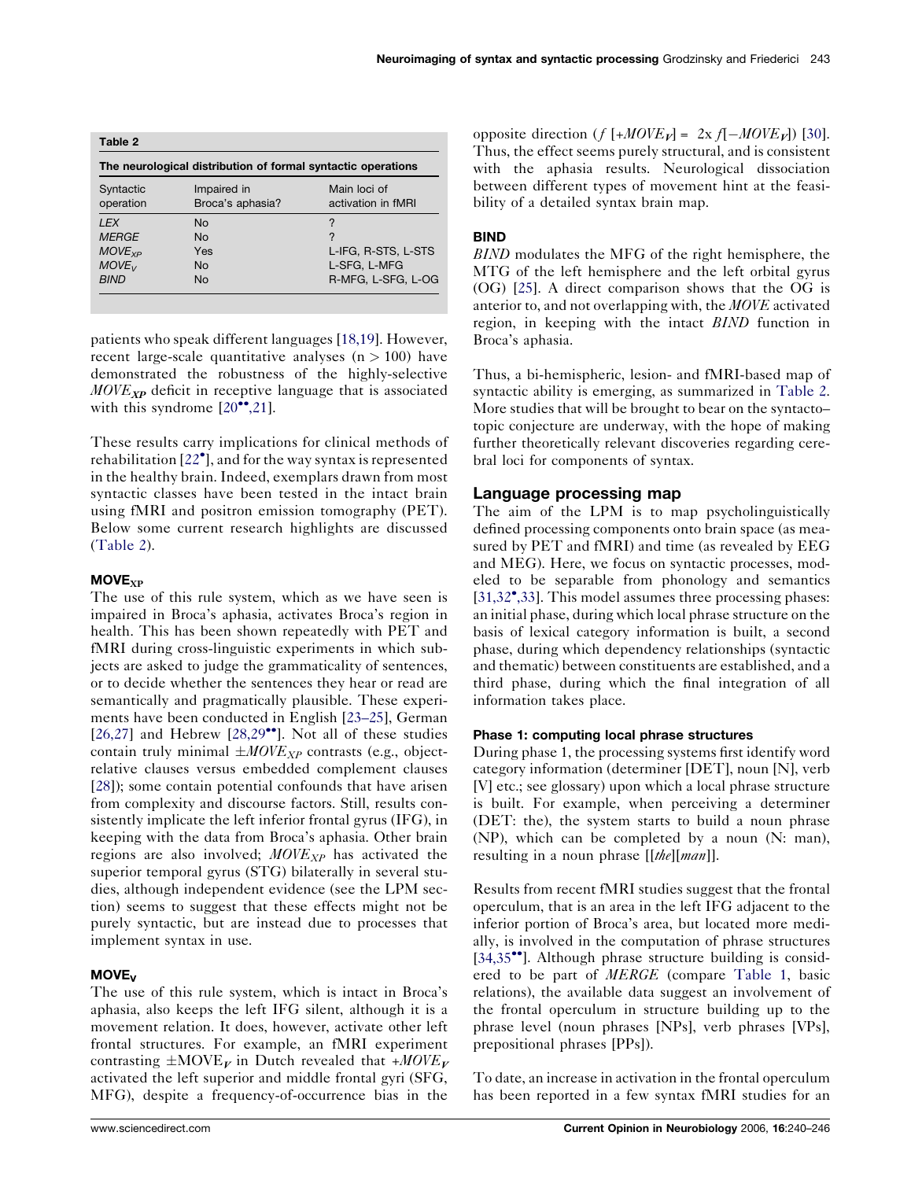**Table 2**

**The neurological distribution of formal syntactic operations**

| Syntactic operation | Impaired in Broca's aphasia? | Main loci of activation in fMRI |
|---|---|---|
| *LEX* | No | ? |
| *MERGE* | No | ? |
| $MOVE_{XP}$ | Yes | L-IFG, R-STS, L-STS |
| $MOVE_{V}$ | No | L-SFG, L-MFG |
| *BIND* | No | R-MFG, L-SFG, L-OG |

patients who speak different languages [18,19]. However, recent large-scale quantitative analyses (n > 100) have demonstrated the robustness of the highly-selective $MOVE_{XP}$ deficit in receptive language that is associated with this syndrome [20••,21].

These results carry implications for clinical methods of rehabilitation [22•], and for the way syntax is represented in the healthy brain. Indeed, exemplars drawn from most syntactic classes have been tested in the intact brain using fMRI and positron emission tomography (PET). Below some current research highlights are discussed (Table 2).

### $MOVE_{XP}$

The use of this rule system, which as we have seen is impaired in Broca's aphasia, activates Broca's region in health. This has been shown repeatedly with PET and fMRI during cross-linguistic experiments in which subjects are asked to judge the grammaticality of sentences, or to decide whether the sentences they hear or read are semantically and pragmatically plausible. These experiments have been conducted in English [23–25], German [26,27] and Hebrew [28,29••]. Not all of these studies contain truly minimal $\pm MOVE_{XP}$ contrasts (e.g., object-relative clauses versus embedded complement clauses [28]); some contain potential confounds that have arisen from complexity and discourse factors. Still, results consistently implicate the left inferior frontal gyrus (IFG), in keeping with the data from Broca's aphasia. Other brain regions are also involved; $MOVE_{XP}$ has activated the superior temporal gyrus (STG) bilaterally in several studies, although independent evidence (see the LPM section) seems to suggest that these effects might not be purely syntactic, but are instead due to processes that implement syntax in use.

### $MOVE_{V}$

The use of this rule system, which is intact in Broca's aphasia, also keeps the left IFG silent, although it is a movement relation. It does, however, activate other left frontal structures. For example, an fMRI experiment contrasting $\pm MOVE_{V}$ in Dutch revealed that $+MOVE_{V}$ activated the left superior and middle frontal gyri (SFG, MFG), despite a frequency-of-occurrence bias in the opposite direction ($f\,[+MOVE_{V}] = 2x\, f[-MOVE_{V}]$) [30]. Thus, the effect seems purely structural, and is consistent with the aphasia results. Neurological dissociation between different types of movement hint at the feasibility of a detailed syntax brain map.

### BIND

*BIND* modulates the MFG of the right hemisphere, the MTG of the left hemisphere and the left orbital gyrus (OG) [25]. A direct comparison shows that the OG is anterior to, and not overlapping with, the *MOVE* activated region, in keeping with the intact *BIND* function in Broca's aphasia.

Thus, a bi-hemispheric, lesion- and fMRI-based map of syntactic ability is emerging, as summarized in Table 2. More studies that will be brought to bear on the syntacto–topic conjecture are underway, with the hope of making further theoretically relevant discoveries regarding cerebral loci for components of syntax.

## Language processing map

The aim of the LPM is to map psycholinguistically defined processing components onto brain space (as measured by PET and fMRI) and time (as revealed by EEG and MEG). Here, we focus on syntactic processes, modeled to be separable from phonology and semantics [31,32•,33]. This model assumes three processing phases: an initial phase, during which local phrase structure on the basis of lexical category information is built, a second phase, during which dependency relationships (syntactic and thematic) between constituents are established, and a third phase, during which the final integration of all information takes place.

### Phase 1: computing local phrase structures

During phase 1, the processing systems first identify word category information (determiner [DET], noun [N], verb [V] etc.; see glossary) upon which a local phrase structure is built. For example, when perceiving a determiner (DET: the), the system starts to build a noun phrase (NP), which can be completed by a noun (N: man), resulting in a noun phrase [[*the*][*man*]].

Results from recent fMRI studies suggest that the frontal operculum, that is an area in the left IFG adjacent to the inferior portion of Broca's area, but located more medially, is involved in the computation of phrase structures [34,35••]. Although phrase structure building is considered to be part of *MERGE* (compare Table 1, basic relations), the available data suggest an involvement of the frontal operculum in structure building up to the phrase level (noun phrases [NPs], verb phrases [VPs], prepositional phrases [PPs]).

To date, an increase in activation in the frontal operculum has been reported in a few syntax fMRI studies for an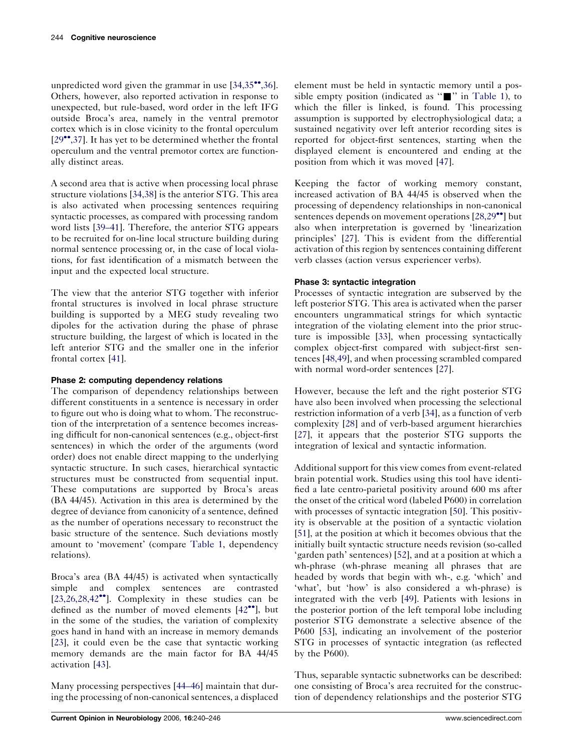unpredicted word given the grammar in use [34,35••,36]. Others, however, also reported activation in response to unexpected, but rule-based, word order in the left IFG outside Broca's area, namely in the ventral premotor cortex which is in close vicinity to the frontal operculum [29••,37]. It has yet to be determined whether the frontal operculum and the ventral premotor cortex are functionally distinct areas.

A second area that is active when processing local phrase structure violations [34,38] is the anterior STG. This area is also activated when processing sentences requiring syntactic processes, as compared with processing random word lists [39–41]. Therefore, the anterior STG appears to be recruited for on-line local structure building during normal sentence processing or, in the case of local violations, for fast identification of a mismatch between the input and the expected local structure.

The view that the anterior STG together with inferior frontal structures is involved in local phrase structure building is supported by a MEG study revealing two dipoles for the activation during the phase of phrase structure building, the largest of which is located in the left anterior STG and the smaller one in the inferior frontal cortex [41].

### Phase 2: computing dependency relations

The comparison of dependency relationships between different constituents in a sentence is necessary in order to figure out who is doing what to whom. The reconstruction of the interpretation of a sentence becomes increasing difficult for non-canonical sentences (e.g., object-first sentences) in which the order of the arguments (word order) does not enable direct mapping to the underlying syntactic structure. In such cases, hierarchical syntactic structures must be constructed from sequential input. These computations are supported by Broca's areas (BA 44/45). Activation in this area is determined by the degree of deviance from canonicity of a sentence, defined as the number of operations necessary to reconstruct the basic structure of the sentence. Such deviations mostly amount to 'movement' (compare Table 1, dependency relations).

Broca's area (BA 44/45) is activated when syntactically simple and complex sentences are contrasted [23,26,28,42••]. Complexity in these studies can be defined as the number of moved elements [42••], but in the some of the studies, the variation of complexity goes hand in hand with an increase in memory demands [23], it could even be the case that syntactic working memory demands are the main factor for BA 44/45 activation [43].

Many processing perspectives [44–46] maintain that during the processing of non-canonical sentences, a displaced element must be held in syntactic memory until a possible empty position (indicated as "■" in Table 1), to which the filler is linked, is found. This processing assumption is supported by electrophysiological data; a sustained negativity over left anterior recording sites is reported for object-first sentences, starting when the displayed element is encountered and ending at the position from which it was moved [47].

Keeping the factor of working memory constant, increased activation of BA 44/45 is observed when the processing of dependency relationships in non-canonical sentences depends on movement operations [28,29••] but also when interpretation is governed by 'linearization principles' [27]. This is evident from the differential activation of this region by sentences containing different verb classes (action versus experiencer verbs).

### Phase 3: syntactic integration

Processes of syntactic integration are subserved by the left posterior STG. This area is activated when the parser encounters ungrammatical strings for which syntactic integration of the violating element into the prior structure is impossible [33], when processing syntactically complex object-first compared with subject-first sentences [48,49], and when processing scrambled compared with normal word-order sentences [27].

However, because the left and the right posterior STG have also been involved when processing the selectional restriction information of a verb [34], as a function of verb complexity [28] and of verb-based argument hierarchies [27], it appears that the posterior STG supports the integration of lexical and syntactic information.

Additional support for this view comes from event-related brain potential work. Studies using this tool have identified a late centro-parietal positivity around 600 ms after the onset of the critical word (labeled P600) in correlation with processes of syntactic integration [50]. This positivity is observable at the position of a syntactic violation [51], at the position at which it becomes obvious that the initially built syntactic structure needs revision (so-called 'garden path' sentences) [52], and at a position at which a wh-phrase (wh-phrase meaning all phrases that are headed by words that begin with wh-, e.g. 'which' and 'what', but 'how' is also considered a wh-phrase) is integrated with the verb [49]. Patients with lesions in the posterior portion of the left temporal lobe including posterior STG demonstrate a selective absence of the P600 [53], indicating an involvement of the posterior STG in processes of syntactic integration (as reflected by the P600).

Thus, separable syntactic subnetworks can be described: one consisting of Broca's area recruited for the construction of dependency relationships and the posterior STG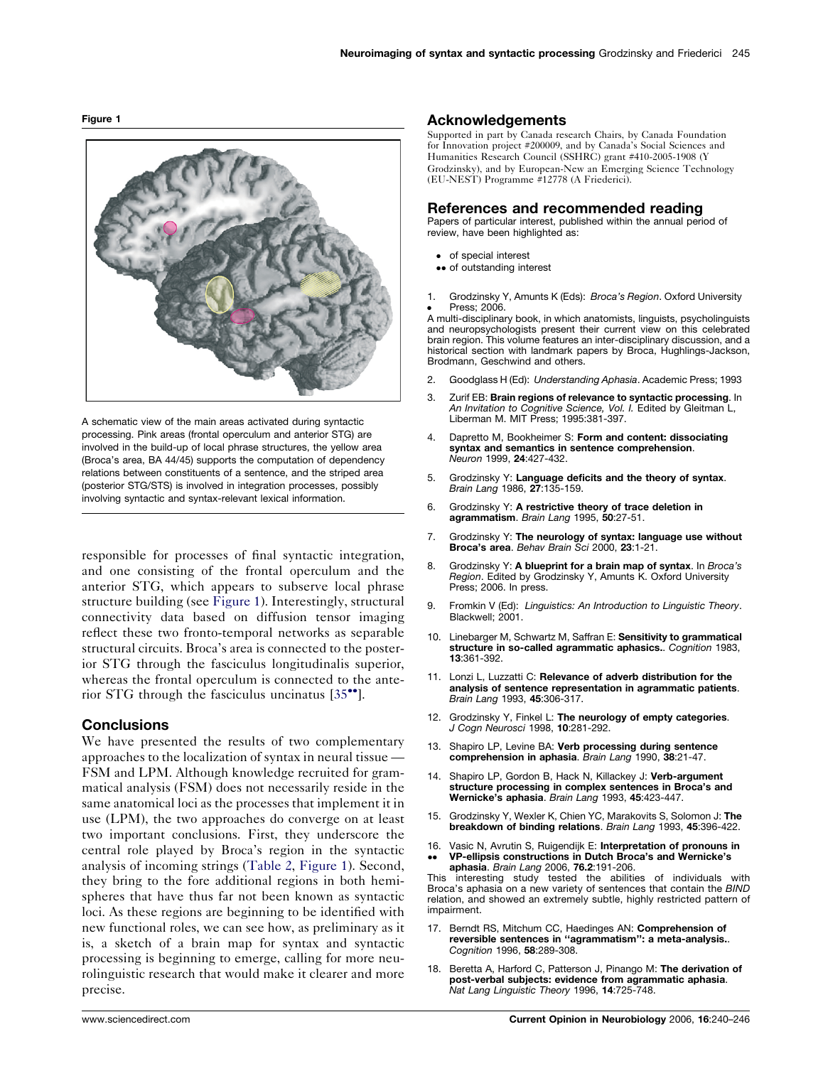**Figure 1**

A schematic view of the main areas activated during syntactic processing. Pink areas (frontal operculum and anterior STG) are involved in the build-up of local phrase structures, the yellow area (Broca's area, BA 44/45) supports the computation of dependency relations between constituents of a sentence, and the striped area (posterior STG/STS) is involved in integration processes, possibly involving syntactic and syntax-relevant lexical information.

responsible for processes of final syntactic integration, and one consisting of the frontal operculum and the anterior STG, which appears to subserve local phrase structure building (see Figure 1). Interestingly, structural connectivity data based on diffusion tensor imaging reflect these two fronto-temporal networks as separable structural circuits. Broca's area is connected to the posterior STG through the fasciculus longitudinalis superior, whereas the frontal operculum is connected to the anterior STG through the fasciculus uncinatus [35••].

## Conclusions

We have presented the results of two complementary approaches to the localization of syntax in neural tissue — FSM and LPM. Although knowledge recruited for grammatical analysis (FSM) does not necessarily reside in the same anatomical loci as the processes that implement it in use (LPM), the two approaches do converge on at least two important conclusions. First, they underscore the central role played by Broca's region in the syntactic analysis of incoming strings (Table 2, Figure 1). Second, they bring to the fore additional regions in both hemispheres that have thus far not been known as syntactic loci. As these regions are beginning to be identified with new functional roles, we can see how, as preliminary as it is, a sketch of a brain map for syntax and syntactic processing is beginning to emerge, calling for more neurolinguistic research that would make it clearer and more precise.

## Acknowledgements

Supported in part by Canada research Chairs, by Canada Foundation for Innovation project #200009, and by Canada's Social Sciences and Humanities Research Council (SSHRC) grant #410-2005-1908 (Y Grodzinsky), and by European-New an Emerging Science Technology (EU-NEST) Programme #12778 (A Friederici).

## References and recommended reading

Papers of particular interest, published within the annual period of review, have been highlighted as:

- • of special interest
- •• of outstanding interest

1. • Grodzinsky Y, Amunts K (Eds): *Broca's Region*. Oxford University Press; 2006.
A multi-disciplinary book, in which anatomists, linguists, psycholinguists and neuropsychologists present their current view on this celebrated brain region. This volume features an inter-disciplinary discussion, and a historical section with landmark papers by Broca, Hughlings-Jackson, Brodmann, Geschwind and others.

2. Goodglass H (Ed): *Understanding Aphasia*. Academic Press; 1993

3. Zurif EB: **Brain regions of relevance to syntactic processing**. In *An Invitation to Cognitive Science, Vol. I.* Edited by Gleitman L, Liberman M. MIT Press; 1995:381-397.

4. Dapretto M, Bookheimer S: **Form and content: dissociating syntax and semantics in sentence comprehension**. *Neuron* 1999, **24**:427-432.

5. Grodzinsky Y: **Language deficits and the theory of syntax**. *Brain Lang* 1986, **27**:135-159.

6. Grodzinsky Y: **A restrictive theory of trace deletion in agrammatism**. *Brain Lang* 1995, **50**:27-51.

7. Grodzinsky Y: **The neurology of syntax: language use without Broca's area**. *Behav Brain Sci* 2000, **23**:1-21.

8. Grodzinsky Y: **A blueprint for a brain map of syntax**. In *Broca's Region*. Edited by Grodzinsky Y, Amunts K. Oxford University Press; 2006. In press.

9. Fromkin V (Ed): *Linguistics: An Introduction to Linguistic Theory*. Blackwell; 2001.

10. Linebarger M, Schwartz M, Saffran E: **Sensitivity to grammatical structure in so-called agrammatic aphasics.**. *Cognition* 1983, **13**:361-392.

11. Lonzi L, Luzzatti C: **Relevance of adverb distribution for the analysis of sentence representation in agrammatic patients**. *Brain Lang* 1993, **45**:306-317.

12. Grodzinsky Y, Finkel L: **The neurology of empty categories**. *J Cogn Neurosci* 1998, **10**:281-292.

13. Shapiro LP, Levine BA: **Verb processing during sentence comprehension in aphasia**. *Brain Lang* 1990, **38**:21-47.

14. Shapiro LP, Gordon B, Hack N, Killackey J: **Verb-argument structure processing in complex sentences in Broca's and Wernicke's aphasia**. *Brain Lang* 1993, **45**:423-447.

15. Grodzinsky Y, Wexler K, Chien YC, Marakovits S, Solomon J: **The breakdown of binding relations**. *Brain Lang* 1993, **45**:396-422.

16. •• Vasic N, Avrutin S, Ruigendijk E: **Interpretation of pronouns in VP-ellipsis constructions in Dutch Broca's and Wernicke's aphasia**. *Brain Lang* 2006, **76.2**:191-206.
This interesting study tested the abilities of individuals with Broca's aphasia on a new variety of sentences that contain the *BIND* relation, and showed an extremely subtle, highly restricted pattern of impairment.

17. Berndt RS, Mitchum CC, Haedinges AN: **Comprehension of reversible sentences in "agrammatism": a meta-analysis.**. *Cognition* 1996, **58**:289-308.

18. Beretta A, Harford C, Patterson J, Pinango M: **The derivation of post-verbal subjects: evidence from agrammatic aphasia**. *Nat Lang Linguistic Theory* 1996, **14**:725-748.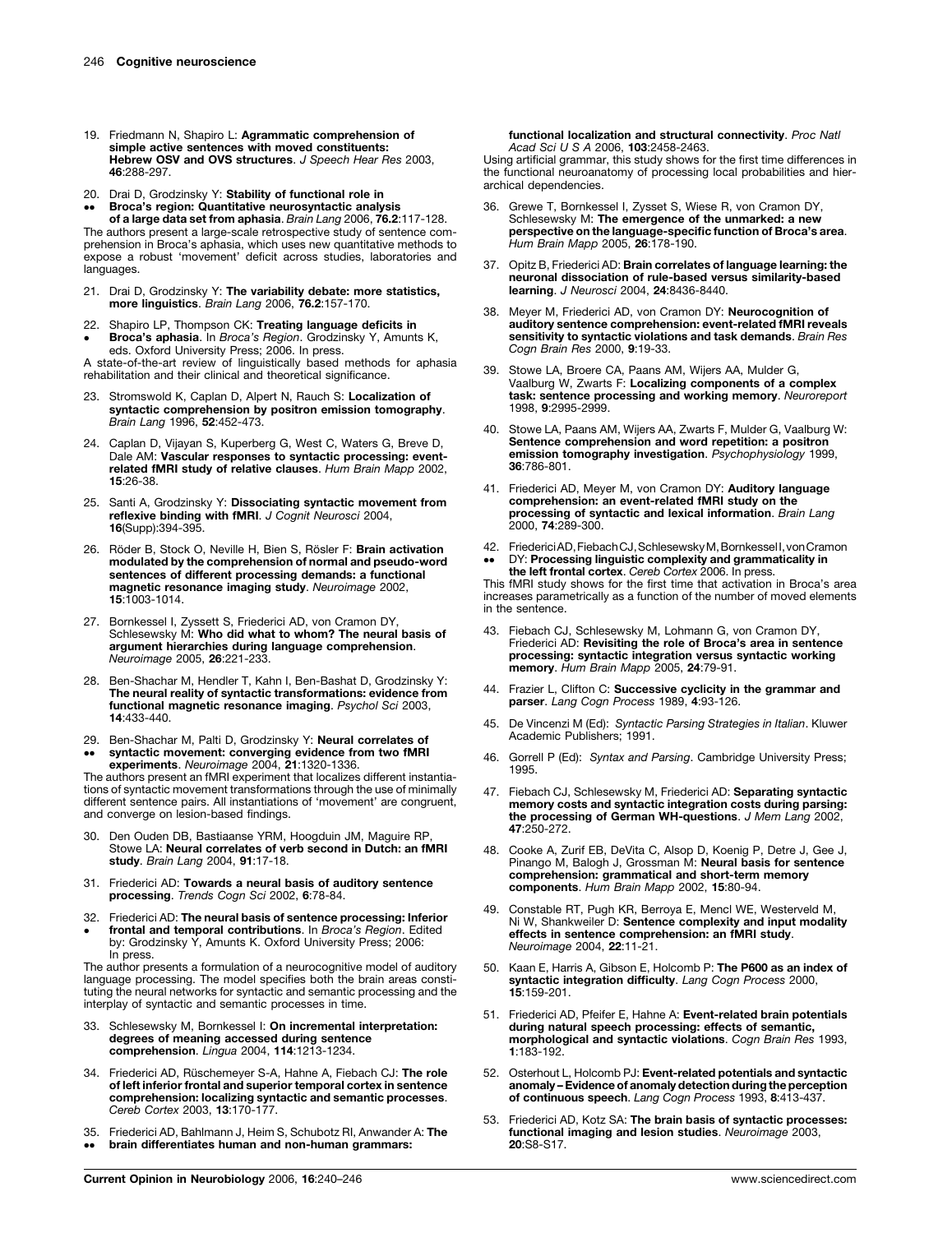19. Friedmann N, Shapiro L: **Agrammatic comprehension of simple active sentences with moved constituents: Hebrew OSV and OVS structures**. *J Speech Hear Res* 2003, **46**:288-297.

20. •• Drai D, Grodzinsky Y: **Stability of functional role in Broca's region: Quantitative neurosyntactic analysis of a large data set from aphasia**. *Brain Lang* 2006, **76.2**:117-128.
The authors present a large-scale retrospective study of sentence comprehension in Broca's aphasia, which uses new quantitative methods to expose a robust 'movement' deficit across studies, laboratories and languages.

21. Drai D, Grodzinsky Y: **The variability debate: more statistics, more linguistics**. *Brain Lang* 2006, **76.2**:157-170.

22. • Shapiro LP, Thompson CK: **Treating language deficits in Broca's aphasia**. In *Broca's Region*. Grodzinsky Y, Amunts K, eds. Oxford University Press; 2006. In press.
A state-of-the-art review of linguistically based methods for aphasia rehabilitation and their clinical and theoretical significance.

23. Stromswold K, Caplan D, Alpert N, Rauch S: **Localization of syntactic comprehension by positron emission tomography**. *Brain Lang* 1996, **52**:452-473.

24. Caplan D, Vijayan S, Kuperberg G, West C, Waters G, Breve D, Dale AM: **Vascular responses to syntactic processing: event-related fMRI study of relative clauses**. *Hum Brain Mapp* 2002, **15**:26-38.

25. Santi A, Grodzinsky Y: **Dissociating syntactic movement from reflexive binding with fMRI**. *J Cognit Neurosci* 2004, **16**(Supp):394-395.

26. Röder B, Stock O, Neville H, Bien S, Rösler F: **Brain activation modulated by the comprehension of normal and pseudo-word sentences of different processing demands: a functional magnetic resonance imaging study**. *Neuroimage* 2002, **15**:1003-1014.

27. Bornkessel I, Zyssett S, Friederici AD, von Cramon DY, Schlesewsky M: **Who did what to whom? The neural basis of argument hierarchies during language comprehension**. *Neuroimage* 2005, **26**:221-233.

28. Ben-Shachar M, Hendler T, Kahn I, Ben-Bashat D, Grodzinsky Y: **The neural reality of syntactic transformations: evidence from functional magnetic resonance imaging**. *Psychol Sci* 2003, **14**:433-440.

29. •• Ben-Shachar M, Palti D, Grodzinsky Y: **Neural correlates of syntactic movement: converging evidence from two fMRI experiments**. *Neuroimage* 2004, **21**:1320-1336.
The authors present an fMRI experiment that localizes different instantiations of syntactic movement transformations through the use of minimally different sentence pairs. All instantiations of 'movement' are congruent, and converge on lesion-based findings.

30. Den Ouden DB, Bastiaanse YRM, Hoogduin JM, Maguire RP, Stowe LA: **Neural correlates of verb second in Dutch: an fMRI study**. *Brain Lang* 2004, **91**:17-18.

31. Friederici AD: **Towards a neural basis of auditory sentence processing**. *Trends Cogn Sci* 2002, **6**:78-84.

32. • Friederici AD: **The neural basis of sentence processing: Inferior frontal and temporal contributions**. In *Broca's Region*. Edited by: Grodzinsky Y, Amunts K. Oxford University Press; 2006: In press.
The author presents a formulation of a neurocognitive model of auditory language processing. The model specifies both the brain areas constituting the neural networks for syntactic and semantic processing and the interplay of syntactic and semantic processes in time.

33. Schlesewsky M, Bornkessel I: **On incremental interpretation: degrees of meaning accessed during sentence comprehension**. *Lingua* 2004, **114**:1213-1234.

34. Friederici AD, Rüschemeyer S-A, Hahne A, Fiebach CJ: **The role of left inferior frontal and superior temporal cortex in sentence comprehension: localizing syntactic and semantic processes**. *Cereb Cortex* 2003, **13**:170-177.

35. •• Friederici AD, Bahlmann J, Heim S, Schubotz RI, Anwander A: **The brain differentiates human and non-human grammars: functional localization and structural connectivity**. *Proc Natl Acad Sci U S A* 2006, **103**:2458-2463.
Using artificial grammar, this study shows for the first time differences in the functional neuroanatomy of processing local probabilities and hierarchical dependencies.

36. Grewe T, Bornkessel I, Zysset S, Wiese R, von Cramon DY, Schlesewsky M: **The emergence of the unmarked: a new perspective on the language-specific function of Broca's area**. *Hum Brain Mapp* 2005, **26**:178-190.

37. Opitz B, Friederici AD: **Brain correlates of language learning: the neuronal dissociation of rule-based versus similarity-based learning**. *J Neurosci* 2004, **24**:8436-8440.

38. Meyer M, Friederici AD, von Cramon DY: **Neurocognition of auditory sentence comprehension: event-related fMRI reveals sensitivity to syntactic violations and task demands**. *Brain Res Cogn Brain Res* 2000, **9**:19-33.

39. Stowe LA, Broere CA, Paans AM, Wijers AA, Mulder G, Vaalburg W, Zwarts F: **Localizing components of a complex task: sentence processing and working memory**. *Neuroreport* 1998, **9**:2995-2999.

40. Stowe LA, Paans AM, Wijers AA, Zwarts F, Mulder G, Vaalburg W: **Sentence comprehension and word repetition: a positron emission tomography investigation**. *Psychophysiology* 1999, **36**:786-801.

41. Friederici AD, Meyer M, von Cramon DY: **Auditory language comprehension: an event-related fMRI study on the processing of syntactic and lexical information**. *Brain Lang* 2000, **74**:289-300.

42. •• Friederici AD, Fiebach CJ, Schlesewsky M, Bornkessel I, von Cramon DY: **Processing linguistic complexity and grammaticality in the left frontal cortex**. *Cereb Cortex* 2006. In press.
This fMRI study shows for the first time that activation in Broca's area increases parametrically as a function of the number of moved elements in the sentence.

43. Fiebach CJ, Schlesewsky M, Lohmann G, von Cramon DY, Friederici AD: **Revisiting the role of Broca's area in sentence processing: syntactic integration versus syntactic working memory**. *Hum Brain Mapp* 2005, **24**:79-91.

44. Frazier L, Clifton C: **Successive cyclicity in the grammar and parser**. *Lang Cogn Process* 1989, **4**:93-126.

45. De Vincenzi M (Ed): *Syntactic Parsing Strategies in Italian*. Kluwer Academic Publishers; 1991.

46. Gorrell P (Ed): *Syntax and Parsing*. Cambridge University Press; 1995.

47. Fiebach CJ, Schlesewsky M, Friederici AD: **Separating syntactic memory costs and syntactic integration costs during parsing: the processing of German WH-questions**. *J Mem Lang* 2002, **47**:250-272.

48. Cooke A, Zurif EB, DeVita C, Alsop D, Koenig P, Detre J, Gee J, Pinango M, Balogh J, Grossman M: **Neural basis for sentence comprehension: grammatical and short-term memory components**. *Hum Brain Mapp* 2002, **15**:80-94.

49. Constable RT, Pugh KR, Berroya E, Mencl WE, Westerveld M, Ni W, Shankweiler D: **Sentence complexity and input modality effects in sentence comprehension: an fMRI study**. *Neuroimage* 2004, **22**:11-21.

50. Kaan E, Harris A, Gibson E, Holcomb P: **The P600 as an index of syntactic integration difficulty**. *Lang Cogn Process* 2000, **15**:159-201.

51. Friederici AD, Pfeifer E, Hahne A: **Event-related brain potentials during natural speech processing: effects of semantic, morphological and syntactic violations**. *Cogn Brain Res* 1993, **1**:183-192.

52. Osterhout L, Holcomb PJ: **Event-related potentials and syntactic anomaly – Evidence of anomaly detection during the perception of continuous speech**. *Lang Cogn Process* 1993, **8**:413-437.

53. Friederici AD, Kotz SA: **The brain basis of syntactic processes: functional imaging and lesion studies**. *Neuroimage* 2003, **20**:S8-S17.